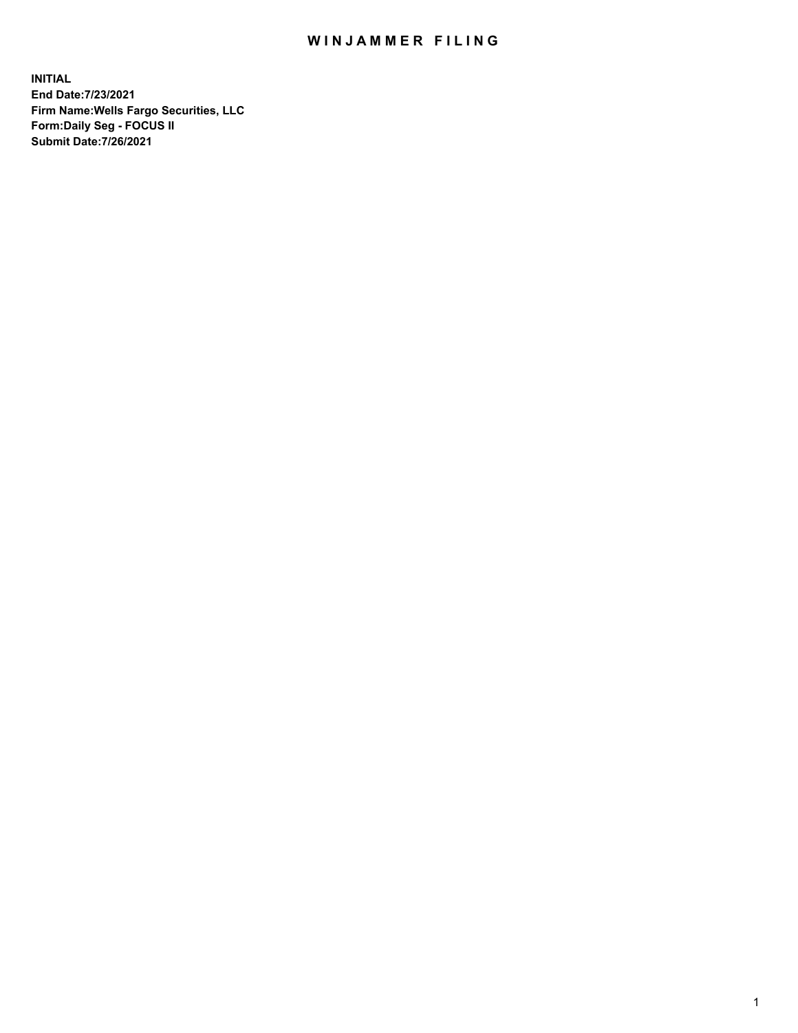# WINJAMMER FILING

**INITIAL**
**End Date:7/23/2021**
**Firm Name:Wells Fargo Securities, LLC**
**Form:Daily Seg - FOCUS II**
**Submit Date:7/26/2021**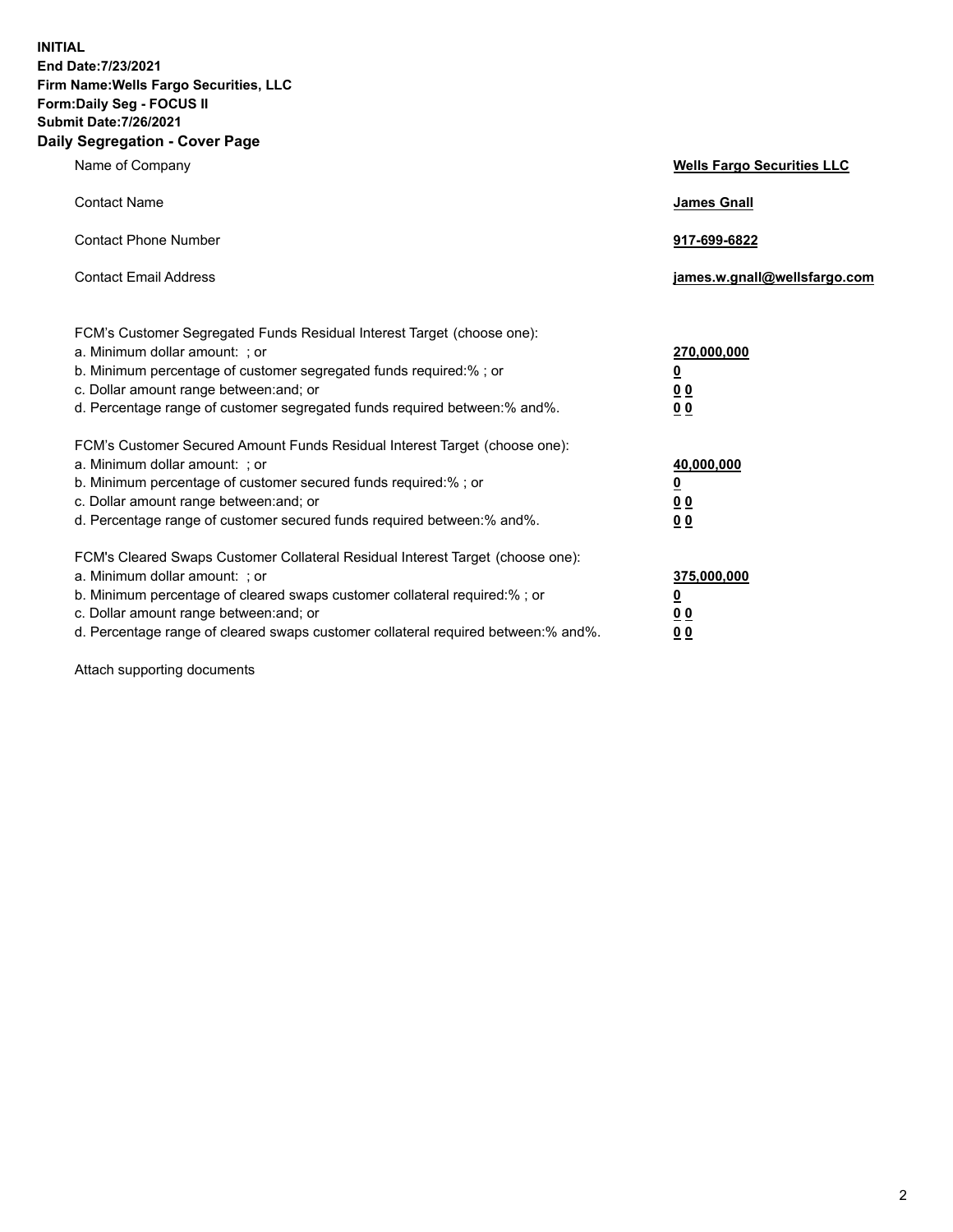**INITIAL**
**End Date:7/23/2021**
**Firm Name:Wells Fargo Securities, LLC**
**Form:Daily Seg - FOCUS II**
**Submit Date:7/26/2021**

## Daily Segregation - Cover Page

| | |
|---|---|
| Name of Company | **Wells Fargo Securities LLC** |
| Contact Name | **James Gnall** |
| Contact Phone Number | **917-699-6822** |
| Contact Email Address | **james.w.gnall@wellsfargo.com** |

| | |
|---|---|
| FCM's Customer Segregated Funds Residual Interest Target (choose one): | |
| a. Minimum dollar amount: ; or | **270,000,000** |
| b. Minimum percentage of customer segregated funds required:% ; or | **0** |
| c. Dollar amount range between:and; or | **0 0** |
| d. Percentage range of customer segregated funds required between:% and%. | **0 0** |
| FCM's Customer Secured Amount Funds Residual Interest Target (choose one): | |
| a. Minimum dollar amount: ; or | **40,000,000** |
| b. Minimum percentage of customer secured funds required:% ; or | **0** |
| c. Dollar amount range between:and; or | **0 0** |
| d. Percentage range of customer secured funds required between:% and%. | **0 0** |
| FCM's Cleared Swaps Customer Collateral Residual Interest Target (choose one): | |
| a. Minimum dollar amount: ; or | **375,000,000** |
| b. Minimum percentage of cleared swaps customer collateral required:% ; or | **0** |
| c. Dollar amount range between:and; or | **0 0** |
| d. Percentage range of cleared swaps customer collateral required between:% and%. | **0 0** |

Attach supporting documents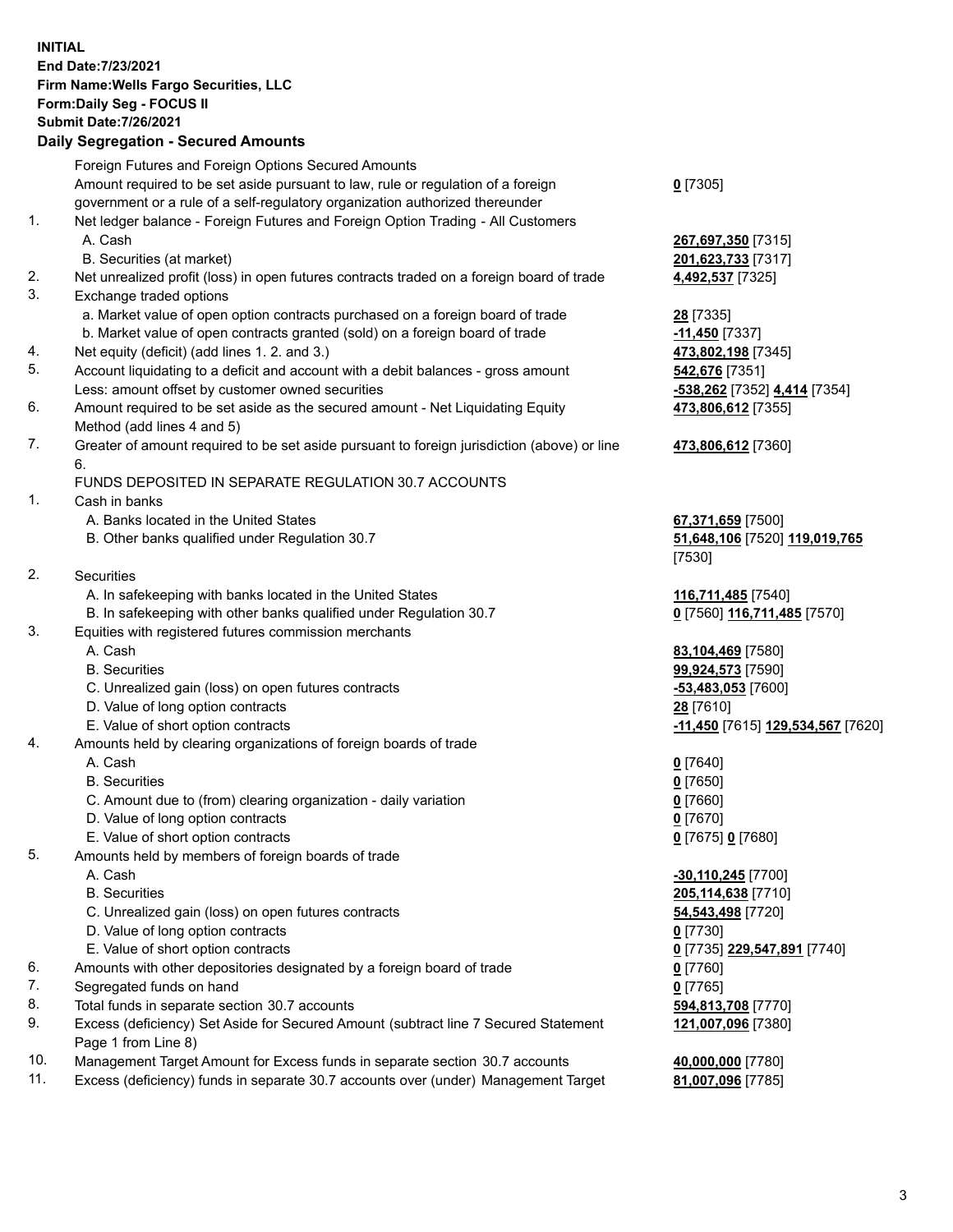**INITIAL**
**End Date:7/23/2021**
**Firm Name:Wells Fargo Securities, LLC**
**Form:Daily Seg - FOCUS II**
**Submit Date:7/26/2021**

### Daily Segregation - Secured Amounts

| | | |
|---|---|---|
| | Foreign Futures and Foreign Options Secured Amounts | |
| | Amount required to be set aside pursuant to law, rule or regulation of a foreign government or a rule of a self-regulatory organization authorized thereunder | **0** [7305] |
| 1. | Net ledger balance - Foreign Futures and Foreign Option Trading - All Customers | |
| | A. Cash | **267,697,350** [7315] |
| | B. Securities (at market) | **201,623,733** [7317] |
| 2. | Net unrealized profit (loss) in open futures contracts traded on a foreign board of trade | **4,492,537** [7325] |
| 3. | Exchange traded options | |
| | a. Market value of open option contracts purchased on a foreign board of trade | **28** [7335] |
| | b. Market value of open contracts granted (sold) on a foreign board of trade | **-11,450** [7337] |
| 4. | Net equity (deficit) (add lines 1. 2. and 3.) | **473,802,198** [7345] |
| 5. | Account liquidating to a deficit and account with a debit balances - gross amount | **542,676** [7351] |
| | Less: amount offset by customer owned securities | **-538,262** [7352] **4,414** [7354] |
| 6. | Amount required to be set aside as the secured amount - Net Liquidating Equity Method (add lines 4 and 5) | **473,806,612** [7355] |
| 7. | Greater of amount required to be set aside pursuant to foreign jurisdiction (above) or line 6. | **473,806,612** [7360] |
| | FUNDS DEPOSITED IN SEPARATE REGULATION 30.7 ACCOUNTS | |
| 1. | Cash in banks | |
| | A. Banks located in the United States | **67,371,659** [7500] |
| | B. Other banks qualified under Regulation 30.7 | **51,648,106** [7520] **119,019,765** [7530] |
| 2. | Securities | |
| | A. In safekeeping with banks located in the United States | **116,711,485** [7540] |
| | B. In safekeeping with other banks qualified under Regulation 30.7 | **0** [7560] **116,711,485** [7570] |
| 3. | Equities with registered futures commission merchants | |
| | A. Cash | **83,104,469** [7580] |
| | B. Securities | **99,924,573** [7590] |
| | C. Unrealized gain (loss) on open futures contracts | **-53,483,053** [7600] |
| | D. Value of long option contracts | **28** [7610] |
| | E. Value of short option contracts | **-11,450** [7615] **129,534,567** [7620] |
| 4. | Amounts held by clearing organizations of foreign boards of trade | |
| | A. Cash | **0** [7640] |
| | B. Securities | **0** [7650] |
| | C. Amount due to (from) clearing organization - daily variation | **0** [7660] |
| | D. Value of long option contracts | **0** [7670] |
| | E. Value of short option contracts | **0** [7675] **0** [7680] |
| 5. | Amounts held by members of foreign boards of trade | |
| | A. Cash | **-30,110,245** [7700] |
| | B. Securities | **205,114,638** [7710] |
| | C. Unrealized gain (loss) on open futures contracts | **54,543,498** [7720] |
| | D. Value of long option contracts | **0** [7730] |
| | E. Value of short option contracts | **0** [7735] **229,547,891** [7740] |
| 6. | Amounts with other depositories designated by a foreign board of trade | **0** [7760] |
| 7. | Segregated funds on hand | **0** [7765] |
| 8. | Total funds in separate section 30.7 accounts | **594,813,708** [7770] |
| 9. | Excess (deficiency) Set Aside for Secured Amount (subtract line 7 Secured Statement Page 1 from Line 8) | **121,007,096** [7380] |
| 10. | Management Target Amount for Excess funds in separate section 30.7 accounts | **40,000,000** [7780] |
| 11. | Excess (deficiency) funds in separate 30.7 accounts over (under) Management Target | **81,007,096** [7785] |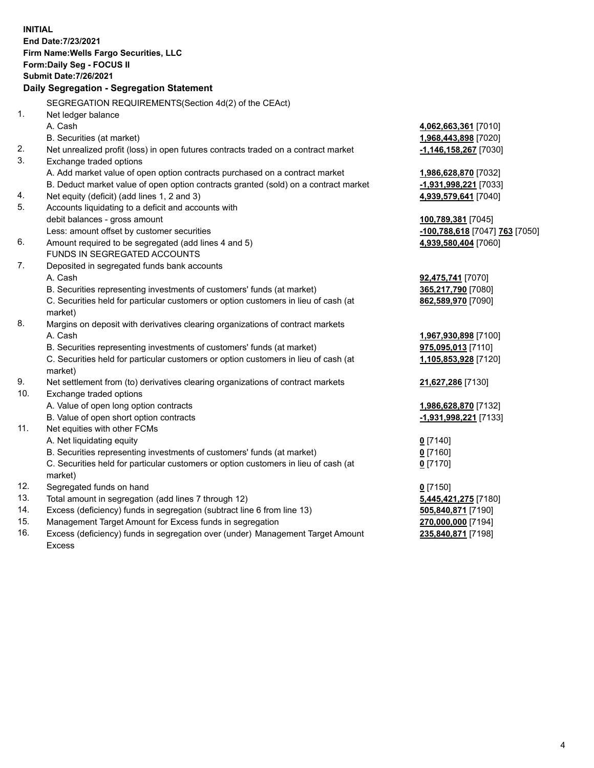**INITIAL**
**End Date:7/23/2021**
**Firm Name:Wells Fargo Securities, LLC**
**Form:Daily Seg - FOCUS II**
**Submit Date:7/26/2021**

**Daily Segregation - Segregation Statement**

SEGREGATION REQUIREMENTS(Section 4d(2) of the CEAct)

| | | |
|---|---|---|
| 1. | Net ledger balance | |
| | A. Cash | **4,062,663,361** [7010] |
| | B. Securities (at market) | **1,968,443,898** [7020] |
| 2. | Net unrealized profit (loss) in open futures contracts traded on a contract market | **-1,146,158,267** [7030] |
| 3. | Exchange traded options | |
| | A. Add market value of open option contracts purchased on a contract market | **1,986,628,870** [7032] |
| | B. Deduct market value of open option contracts granted (sold) on a contract market | **-1,931,998,221** [7033] |
| 4. | Net equity (deficit) (add lines 1, 2 and 3) | **4,939,579,641** [7040] |
| 5. | Accounts liquidating to a deficit and accounts with | |
| | debit balances - gross amount | **100,789,381** [7045] |
| | Less: amount offset by customer securities | **-100,788,618** [7047] **763** [7050] |
| 6. | Amount required to be segregated (add lines 4 and 5) | **4,939,580,404** [7060] |
| | FUNDS IN SEGREGATED ACCOUNTS | |
| 7. | Deposited in segregated funds bank accounts | |
| | A. Cash | **92,475,741** [7070] |
| | B. Securities representing investments of customers' funds (at market) | **365,217,790** [7080] |
| | C. Securities held for particular customers or option customers in lieu of cash (at market) | **862,589,970** [7090] |
| 8. | Margins on deposit with derivatives clearing organizations of contract markets | |
| | A. Cash | **1,967,930,898** [7100] |
| | B. Securities representing investments of customers' funds (at market) | **975,095,013** [7110] |
| | C. Securities held for particular customers or option customers in lieu of cash (at market) | **1,105,853,928** [7120] |
| 9. | Net settlement from (to) derivatives clearing organizations of contract markets | **21,627,286** [7130] |
| 10. | Exchange traded options | |
| | A. Value of open long option contracts | **1,986,628,870** [7132] |
| | B. Value of open short option contracts | **-1,931,998,221** [7133] |
| 11. | Net equities with other FCMs | |
| | A. Net liquidating equity | **0** [7140] |
| | B. Securities representing investments of customers' funds (at market) | **0** [7160] |
| | C. Securities held for particular customers or option customers in lieu of cash (at market) | **0** [7170] |
| 12. | Segregated funds on hand | **0** [7150] |
| 13. | Total amount in segregation (add lines 7 through 12) | **5,445,421,275** [7180] |
| 14. | Excess (deficiency) funds in segregation (subtract line 6 from line 13) | **505,840,871** [7190] |
| 15. | Management Target Amount for Excess funds in segregation | **270,000,000** [7194] |
| 16. | Excess (deficiency) funds in segregation over (under) Management Target Amount Excess | **235,840,871** [7198] |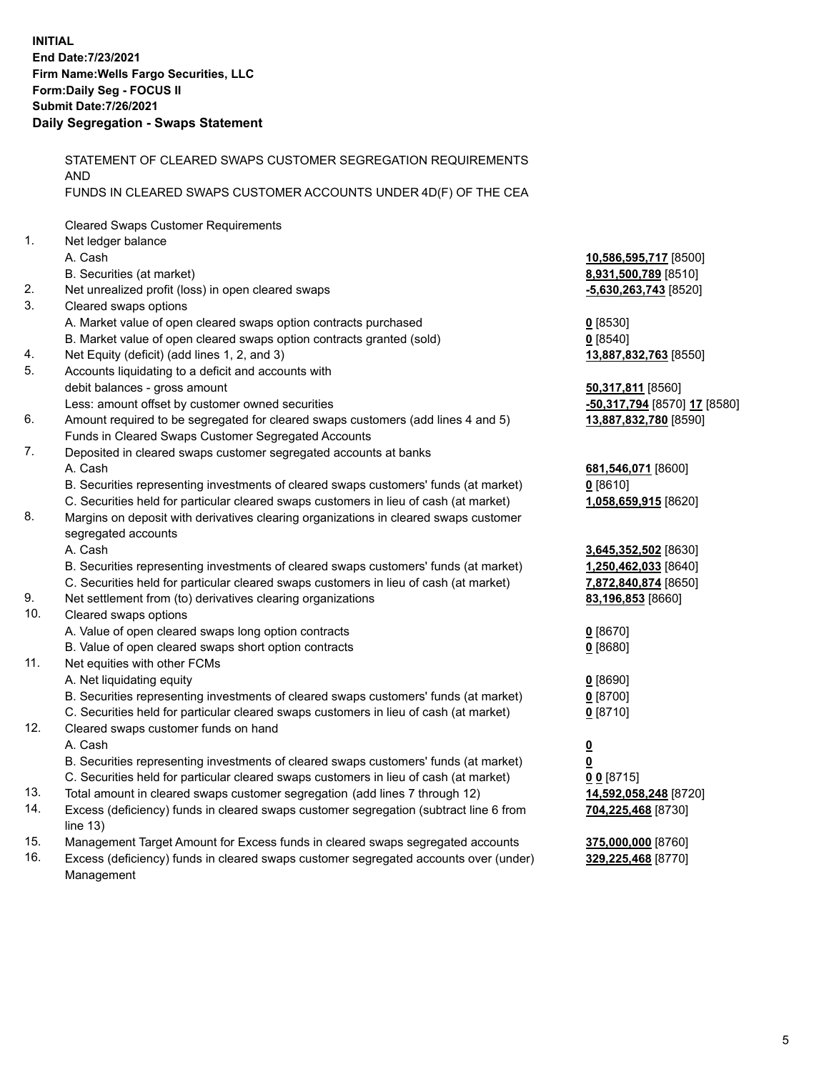**INITIAL**
**End Date:7/23/2021**
**Firm Name:Wells Fargo Securities, LLC**
**Form:Daily Seg - FOCUS II**
**Submit Date:7/26/2021**
**Daily Segregation - Swaps Statement**

STATEMENT OF CLEARED SWAPS CUSTOMER SEGREGATION REQUIREMENTS AND FUNDS IN CLEARED SWAPS CUSTOMER ACCOUNTS UNDER 4D(F) OF THE CEA

| | | |
|---|---|---|
| | Cleared Swaps Customer Requirements | |
| 1. | Net ledger balance | |
| | A. Cash | **10,586,595,717** [8500] |
| | B. Securities (at market) | **8,931,500,789** [8510] |
| 2. | Net unrealized profit (loss) in open cleared swaps | **-5,630,263,743** [8520] |
| 3. | Cleared swaps options | |
| | A. Market value of open cleared swaps option contracts purchased | **0** [8530] |
| | B. Market value of open cleared swaps option contracts granted (sold) | **0** [8540] |
| 4. | Net Equity (deficit) (add lines 1, 2, and 3) | **13,887,832,763** [8550] |
| 5. | Accounts liquidating to a deficit and accounts with debit balances - gross amount | **50,317,811** [8560] |
| | Less: amount offset by customer owned securities | **-50,317,794** [8570] **17** [8580] |
| 6. | Amount required to be segregated for cleared swaps customers (add lines 4 and 5) | **13,887,832,780** [8590] |
| | Funds in Cleared Swaps Customer Segregated Accounts | |
| 7. | Deposited in cleared swaps customer segregated accounts at banks | |
| | A. Cash | **681,546,071** [8600] |
| | B. Securities representing investments of cleared swaps customers' funds (at market) | **0** [8610] |
| | C. Securities held for particular cleared swaps customers in lieu of cash (at market) | **1,058,659,915** [8620] |
| 8. | Margins on deposit with derivatives clearing organizations in cleared swaps customer segregated accounts | |
| | A. Cash | **3,645,352,502** [8630] |
| | B. Securities representing investments of cleared swaps customers' funds (at market) | **1,250,462,033** [8640] |
| | C. Securities held for particular cleared swaps customers in lieu of cash (at market) | **7,872,840,874** [8650] |
| 9. | Net settlement from (to) derivatives clearing organizations | **83,196,853** [8660] |
| 10. | Cleared swaps options | |
| | A. Value of open cleared swaps long option contracts | **0** [8670] |
| | B. Value of open cleared swaps short option contracts | **0** [8680] |
| 11. | Net equities with other FCMs | |
| | A. Net liquidating equity | **0** [8690] |
| | B. Securities representing investments of cleared swaps customers' funds (at market) | **0** [8700] |
| | C. Securities held for particular cleared swaps customers in lieu of cash (at market) | **0** [8710] |
| 12. | Cleared swaps customer funds on hand | |
| | A. Cash | **0** |
| | B. Securities representing investments of cleared swaps customers' funds (at market) | **0** |
| | C. Securities held for particular cleared swaps customers in lieu of cash (at market) | **0** **0** [8715] |
| 13. | Total amount in cleared swaps customer segregation (add lines 7 through 12) | **14,592,058,248** [8720] |
| 14. | Excess (deficiency) funds in cleared swaps customer segregation (subtract line 6 from line 13) | **704,225,468** [8730] |
| 15. | Management Target Amount for Excess funds in cleared swaps segregated accounts | **375,000,000** [8760] |
| 16. | Excess (deficiency) funds in cleared swaps customer segregated accounts over (under) Management | **329,225,468** [8770] |